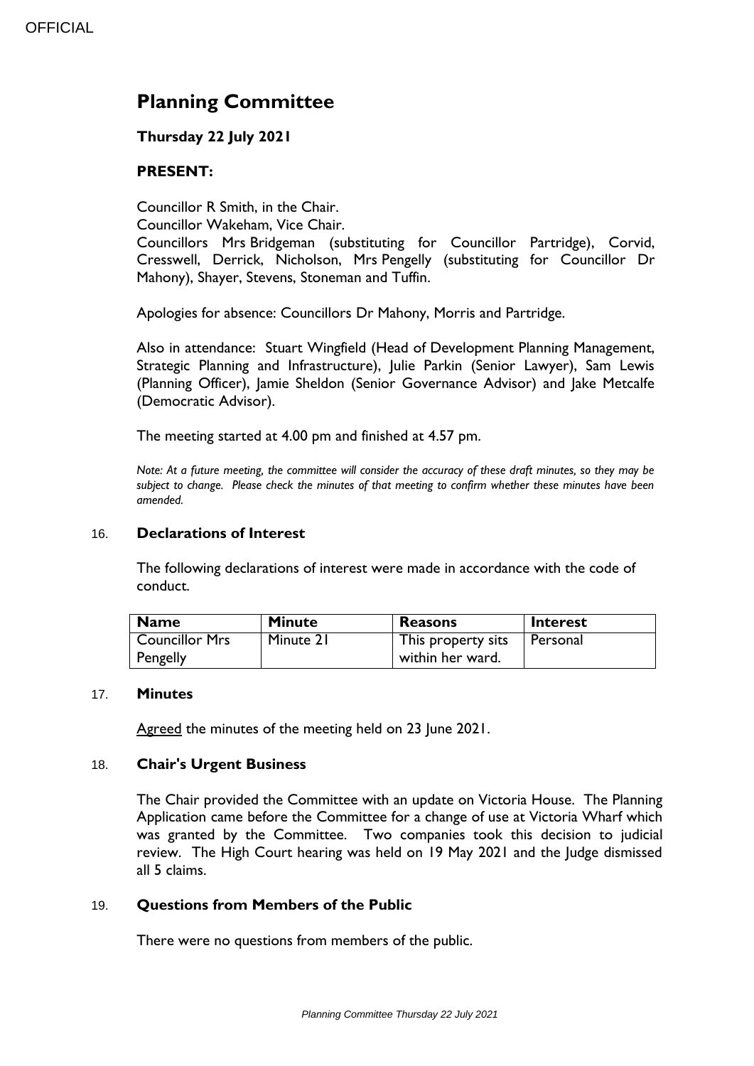OFFICIAL

# Planning Committee

**Thursday 22 July 2021**

**PRESENT:**

Councillor R Smith, in the Chair.
Councillor Wakeham, Vice Chair.
Councillors Mrs Bridgeman (substituting for Councillor Partridge), Corvid, Cresswell, Derrick, Nicholson, Mrs Pengelly (substituting for Councillor Dr Mahony), Shayer, Stevens, Stoneman and Tuffin.

Apologies for absence: Councillors Dr Mahony, Morris and Partridge.

Also in attendance: Stuart Wingfield (Head of Development Planning Management, Strategic Planning and Infrastructure), Julie Parkin (Senior Lawyer), Sam Lewis (Planning Officer), Jamie Sheldon (Senior Governance Advisor) and Jake Metcalfe (Democratic Advisor).

The meeting started at 4.00 pm and finished at 4.57 pm.

*Note: At a future meeting, the committee will consider the accuracy of these draft minutes, so they may be subject to change. Please check the minutes of that meeting to confirm whether these minutes have been amended.*

## 16. Declarations of Interest

The following declarations of interest were made in accordance with the code of conduct.

| Name | Minute | Reasons | Interest |
|---|---|---|---|
| Councillor Mrs Pengelly | Minute 21 | This property sits within her ward. | Personal |

## 17. Minutes

Agreed the minutes of the meeting held on 23 June 2021.

## 18. Chair's Urgent Business

The Chair provided the Committee with an update on Victoria House. The Planning Application came before the Committee for a change of use at Victoria Wharf which was granted by the Committee. Two companies took this decision to judicial review. The High Court hearing was held on 19 May 2021 and the Judge dismissed all 5 claims.

## 19. Questions from Members of the Public

There were no questions from members of the public.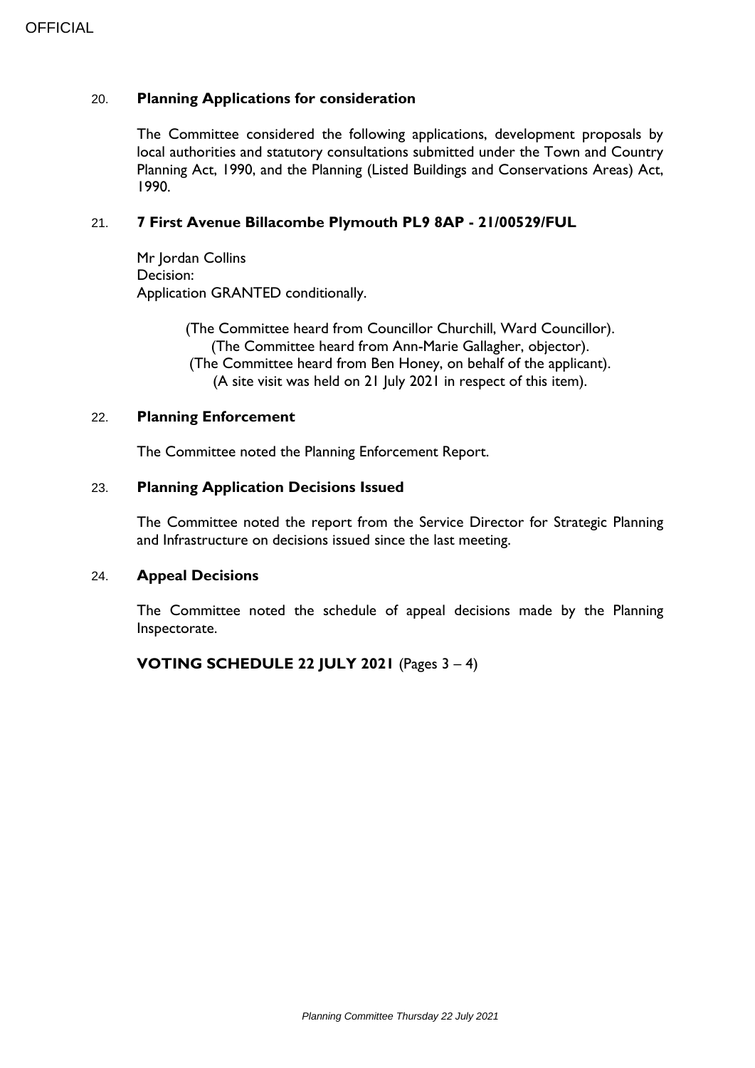OFFICIAL

## 20. Planning Applications for consideration

The Committee considered the following applications, development proposals by local authorities and statutory consultations submitted under the Town and Country Planning Act, 1990, and the Planning (Listed Buildings and Conservations Areas) Act, 1990.

## 21. 7 First Avenue Billacombe Plymouth PL9 8AP - 21/00529/FUL

Mr Jordan Collins
Decision:
Application GRANTED conditionally.

(The Committee heard from Councillor Churchill, Ward Councillor).
(The Committee heard from Ann-Marie Gallagher, objector).
(The Committee heard from Ben Honey, on behalf of the applicant).
(A site visit was held on 21 July 2021 in respect of this item).

## 22. Planning Enforcement

The Committee noted the Planning Enforcement Report.

## 23. Planning Application Decisions Issued

The Committee noted the report from the Service Director for Strategic Planning and Infrastructure on decisions issued since the last meeting.

## 24. Appeal Decisions

The Committee noted the schedule of appeal decisions made by the Planning Inspectorate.

**VOTING SCHEDULE 22 JULY 2021** (Pages 3 – 4)